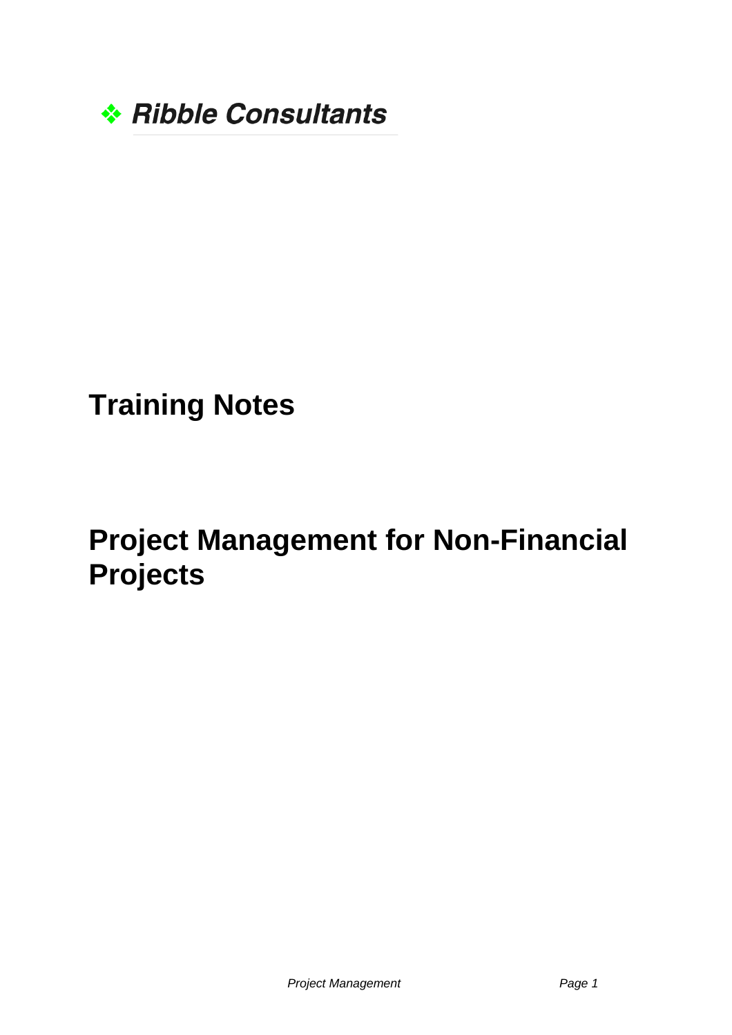❖ *Ribble Consultants*

# Training Notes

# Project Management for Non-Financial Projects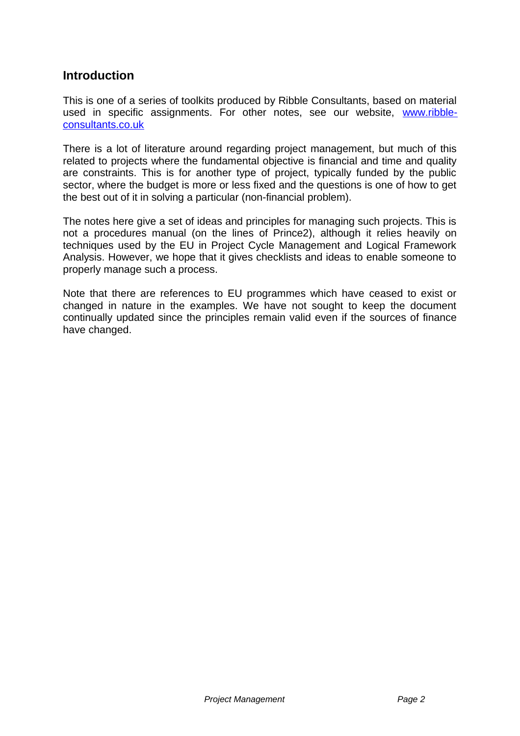## Introduction

This is one of a series of toolkits produced by Ribble Consultants, based on material used in specific assignments. For other notes, see our website, [www.ribble-consultants.co.uk](http://www.ribble-consultants.co.uk)

There is a lot of literature around regarding project management, but much of this related to projects where the fundamental objective is financial and time and quality are constraints. This is for another type of project, typically funded by the public sector, where the budget is more or less fixed and the questions is one of how to get the best out of it in solving a particular (non-financial problem).

The notes here give a set of ideas and principles for managing such projects. This is not a procedures manual (on the lines of Prince2), although it relies heavily on techniques used by the EU in Project Cycle Management and Logical Framework Analysis. However, we hope that it gives checklists and ideas to enable someone to properly manage such a process.

Note that there are references to EU programmes which have ceased to exist or changed in nature in the examples. We have not sought to keep the document continually updated since the principles remain valid even if the sources of finance have changed.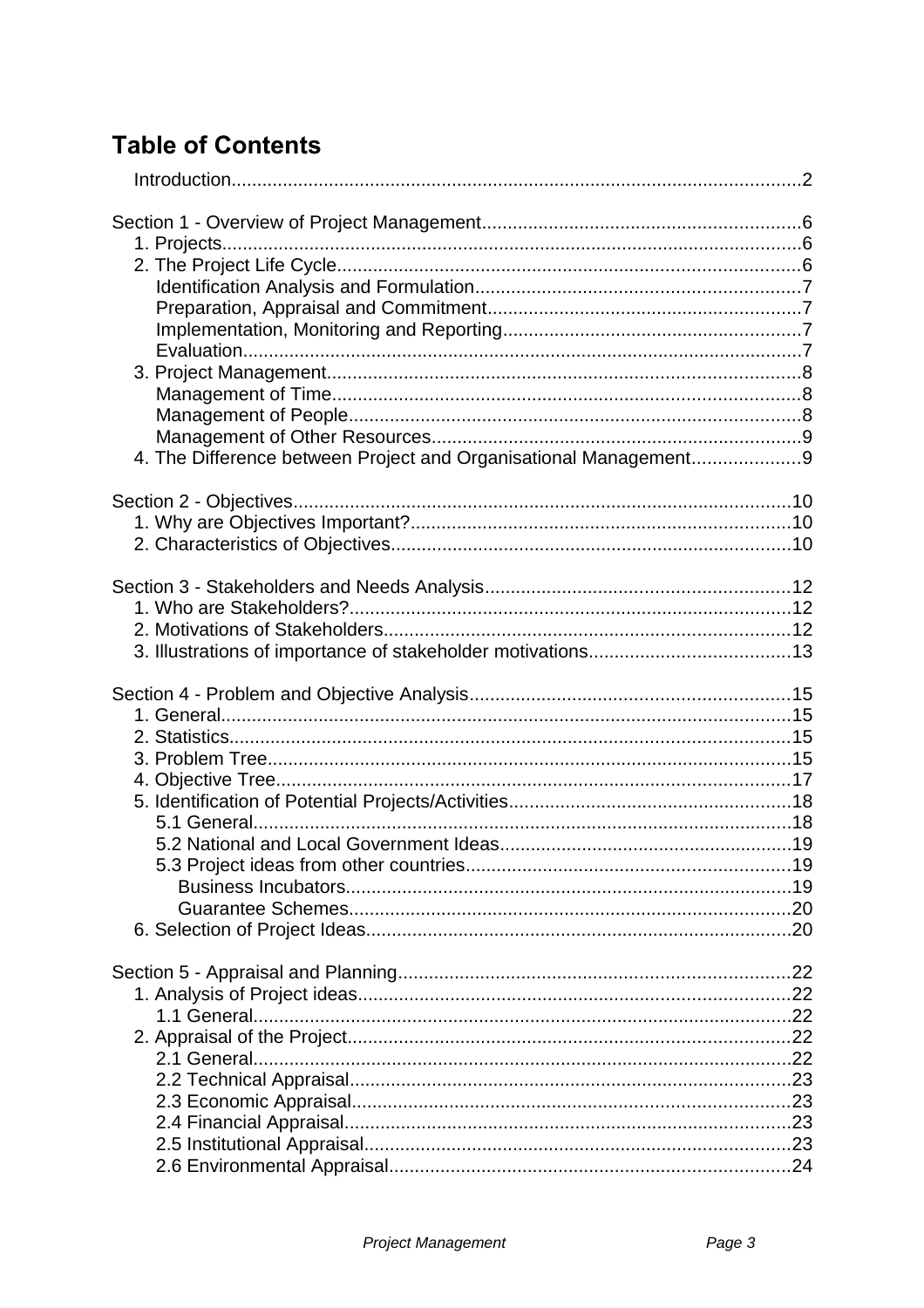# Table of Contents

Introduction.....2

Section 1 - Overview of Project Management.....6
- 1. Projects.....6
- 2. The Project Life Cycle.....6
  - Identification Analysis and Formulation.....7
  - Preparation, Appraisal and Commitment.....7
  - Implementation, Monitoring and Reporting.....7
  - Evaluation.....7
- 3. Project Management.....8
  - Management of Time.....8
  - Management of People.....8
  - Management of Other Resources.....9
- 4. The Difference between Project and Organisational Management.....9

Section 2 - Objectives.....10
- 1. Why are Objectives Important?.....10
- 2. Characteristics of Objectives.....10

Section 3 - Stakeholders and Needs Analysis.....12
- 1. Who are Stakeholders?.....12
- 2. Motivations of Stakeholders.....12
- 3. Illustrations of importance of stakeholder motivations.....13

Section 4 - Problem and Objective Analysis.....15
- 1. General.....15
- 2. Statistics.....15
- 3. Problem Tree.....15
- 4. Objective Tree.....17
- 5. Identification of Potential Projects/Activities.....18
  - 5.1 General.....18
  - 5.2 National and Local Government Ideas.....19
  - 5.3 Project ideas from other countries.....19
    - Business Incubators.....19
    - Guarantee Schemes.....20
- 6. Selection of Project Ideas.....20

Section 5 - Appraisal and Planning.....22
- 1. Analysis of Project ideas.....22
  - 1.1 General.....22
- 2. Appraisal of the Project.....22
  - 2.1 General.....22
  - 2.2 Technical Appraisal.....23
  - 2.3 Economic Appraisal.....23
  - 2.4 Financial Appraisal.....23
  - 2.5 Institutional Appraisal.....23
  - 2.6 Environmental Appraisal.....24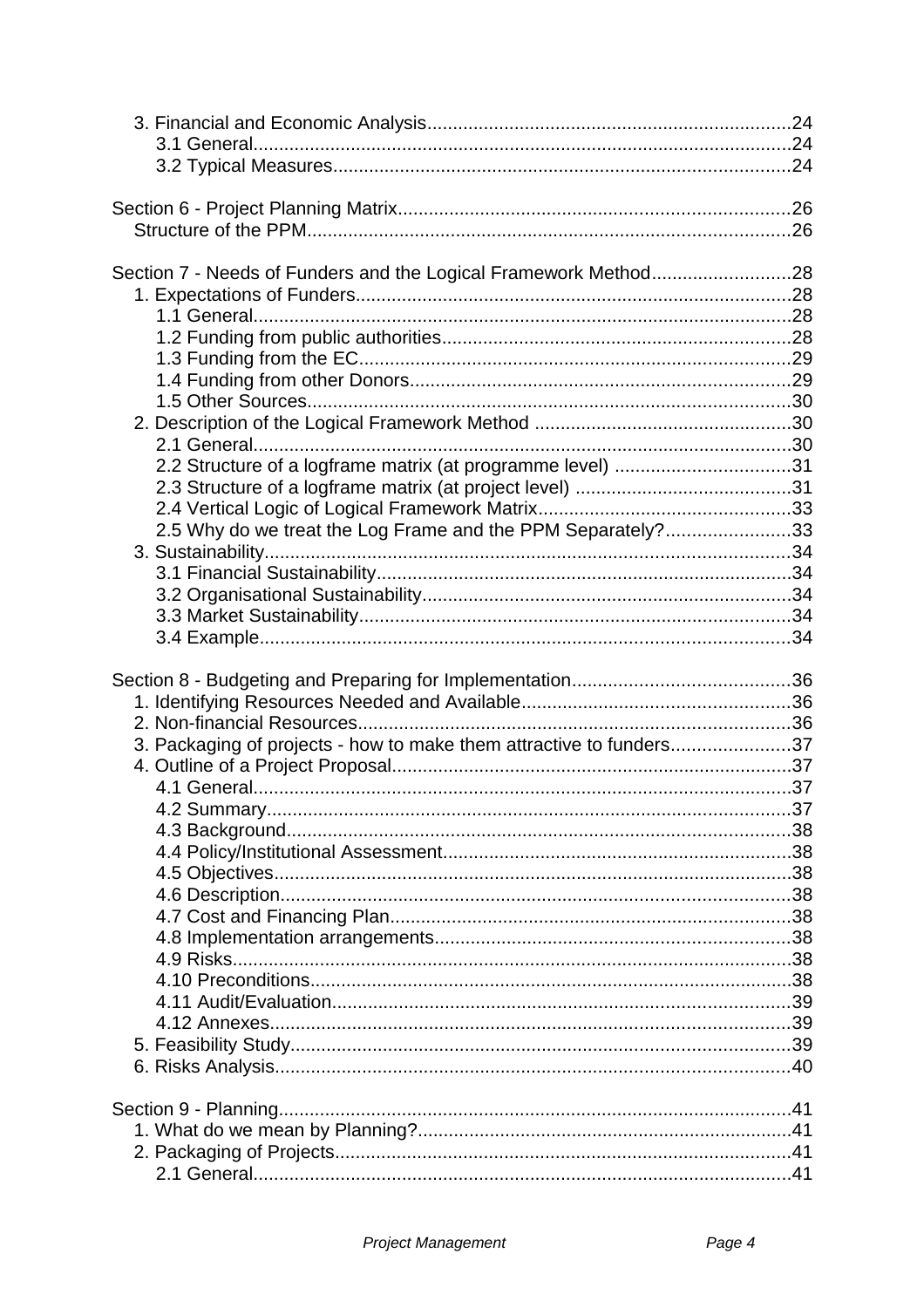3. Financial and Economic Analysis......................................................................24
    3.1 General........................................................................................................24
    3.2 Typical Measures........................................................................................24

Section 6 - Project Planning Matrix...........................................................................26
    Structure of the PPM.............................................................................................26

Section 7 - Needs of Funders and the Logical Framework Method...........................28
    1. Expectations of Funders....................................................................................28
        1.1 General........................................................................................................28
        1.2 Funding from public authorities...................................................................28
        1.3 Funding from the EC...................................................................................29
        1.4 Funding from other Donors.........................................................................29
        1.5 Other Sources.............................................................................................30
    2. Description of the Logical Framework Method .................................................30
        2.1 General........................................................................................................30
        2.2 Structure of a logframe matrix (at programme level) ..................................31
        2.3 Structure of a logframe matrix (at project level) ..........................................31
        2.4 Vertical Logic of Logical Framework Matrix.................................................33
        2.5 Why do we treat the Log Frame and the PPM Separately?.........................33
    3. Sustainability......................................................................................................34
        3.1 Financial Sustainability................................................................................34
        3.2 Organisational Sustainability.......................................................................34
        3.3 Market Sustainability...................................................................................34
        3.4 Example.......................................................................................................34

Section 8 - Budgeting and Preparing for Implementation..........................................36
    1. Identifying Resources Needed and Available....................................................36
    2. Non-financial Resources...................................................................................36
    3. Packaging of projects - how to make them attractive to funders.......................37
    4. Outline of a Project Proposal.............................................................................37
        4.1 General........................................................................................................37
        4.2 Summary.....................................................................................................37
        4.3 Background.................................................................................................38
        4.4 Policy/Institutional Assessment...................................................................38
        4.5 Objectives....................................................................................................38
        4.6 Description...................................................................................................38
        4.7 Cost and Financing Plan.............................................................................38
        4.8 Implementation arrangements.....................................................................38
        4.9 Risks............................................................................................................38
        4.10 Preconditions.............................................................................................38
        4.11 Audit/Evaluation.........................................................................................39
        4.12 Annexes.....................................................................................................39
    5. Feasibility Study.................................................................................................39
    6. Risks Analysis....................................................................................................40

Section 9 - Planning...................................................................................................41
    1. What do we mean by Planning?........................................................................41
    2. Packaging of Projects........................................................................................41
        2.1 General........................................................................................................41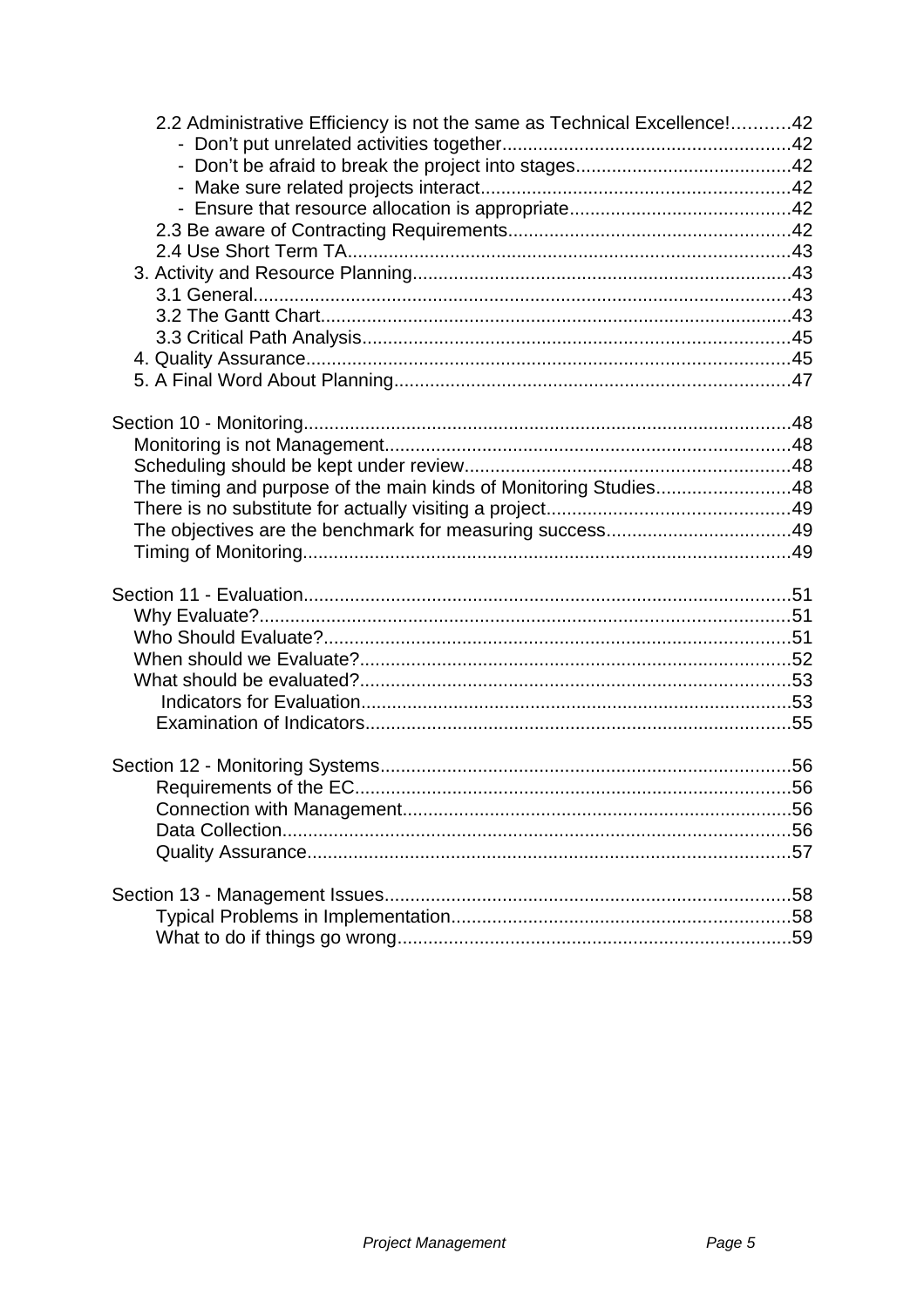2.2 Administrative Efficiency is not the same as Technical Excellence!...........42
- Don't put unrelated activities together.......................................................42
- Don't be afraid to break the project into stages..........................................42
- Make sure related projects interact............................................................42
- Ensure that resource allocation is appropriate...........................................42

2.3 Be aware of Contracting Requirements......................................................42
2.4 Use Short Term TA......................................................................................43

3. Activity and Resource Planning.........................................................................43
3.1 General........................................................................................................43
3.2 The Gantt Chart...........................................................................................43
3.3 Critical Path Analysis...................................................................................45

4. Quality Assurance..............................................................................................45
5. A Final Word About Planning............................................................................47

Section 10 - Monitoring..............................................................................................48
Monitoring is not Management..............................................................................48
Scheduling should be kept under review..............................................................48
The timing and purpose of the main kinds of Monitoring Studies..........................48
There is no substitute for actually visiting a project...............................................49
The objectives are the benchmark for measuring success....................................49
Timing of Monitoring..............................................................................................49

Section 11 - Evaluation..............................................................................................51
Why Evaluate?.......................................................................................................51
Who Should Evaluate?..........................................................................................51
When should we Evaluate?...................................................................................52
What should be evaluated?...................................................................................53
Indicators for Evaluation...................................................................................53
Examination of Indicators..................................................................................55

Section 12 - Monitoring Systems...............................................................................56
Requirements of the EC....................................................................................56
Connection with Management...........................................................................56
Data Collection..................................................................................................56
Quality Assurance.............................................................................................57

Section 13 - Management Issues..............................................................................58
Typical Problems in Implementation.................................................................58
What to do if things go wrong............................................................................59